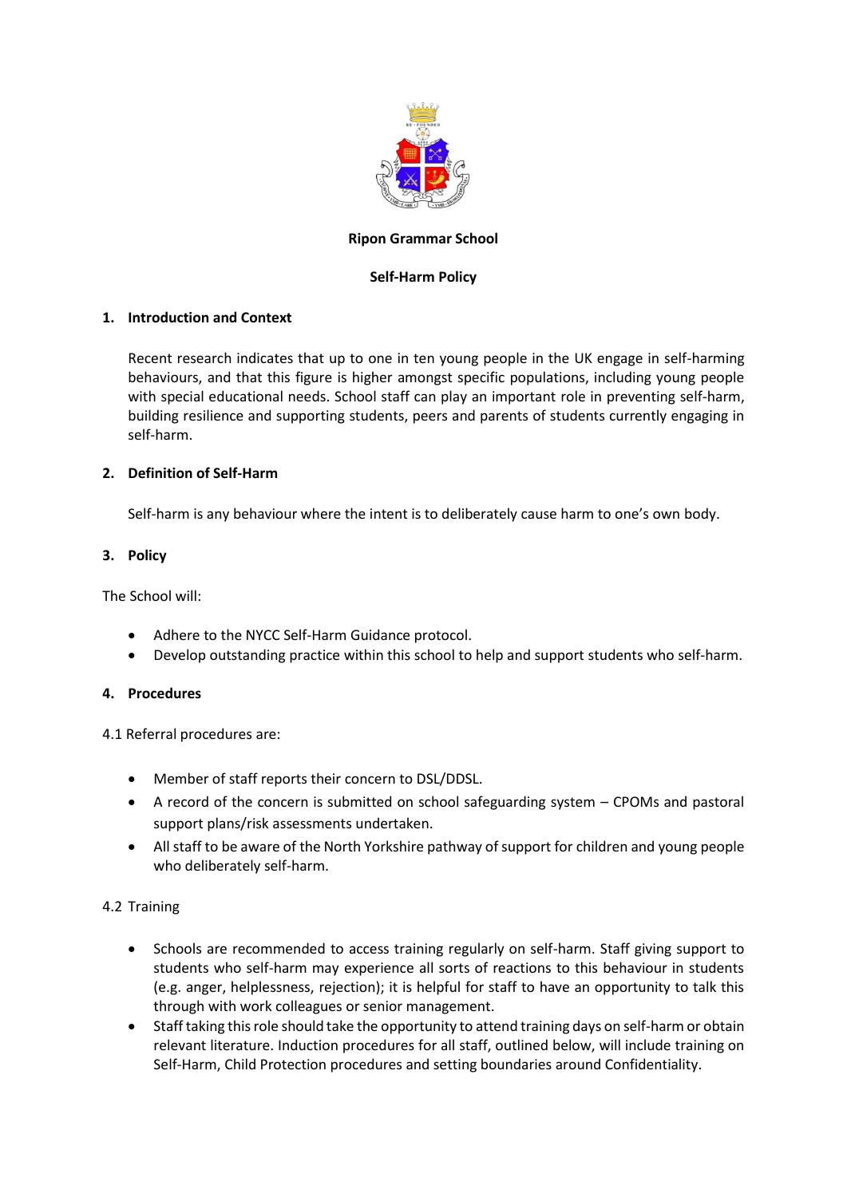**Ripon Grammar School**

**Self-Harm Policy**

## 1. Introduction and Context

Recent research indicates that up to one in ten young people in the UK engage in self-harming behaviours, and that this figure is higher amongst specific populations, including young people with special educational needs. School staff can play an important role in preventing self-harm, building resilience and supporting students, peers and parents of students currently engaging in self-harm.

## 2. Definition of Self-Harm

Self-harm is any behaviour where the intent is to deliberately cause harm to one's own body.

## 3. Policy

The School will:

- Adhere to the NYCC Self-Harm Guidance protocol.
- Develop outstanding practice within this school to help and support students who self-harm.

## 4. Procedures

4.1 Referral procedures are:

- Member of staff reports their concern to DSL/DDSL.
- A record of the concern is submitted on school safeguarding system – CPOMs and pastoral support plans/risk assessments undertaken.
- All staff to be aware of the North Yorkshire pathway of support for children and young people who deliberately self-harm.

4.2 Training

- Schools are recommended to access training regularly on self-harm. Staff giving support to students who self-harm may experience all sorts of reactions to this behaviour in students (e.g. anger, helplessness, rejection); it is helpful for staff to have an opportunity to talk this through with work colleagues or senior management.
- Staff taking this role should take the opportunity to attend training days on self-harm or obtain relevant literature. Induction procedures for all staff, outlined below, will include training on Self-Harm, Child Protection procedures and setting boundaries around Confidentiality.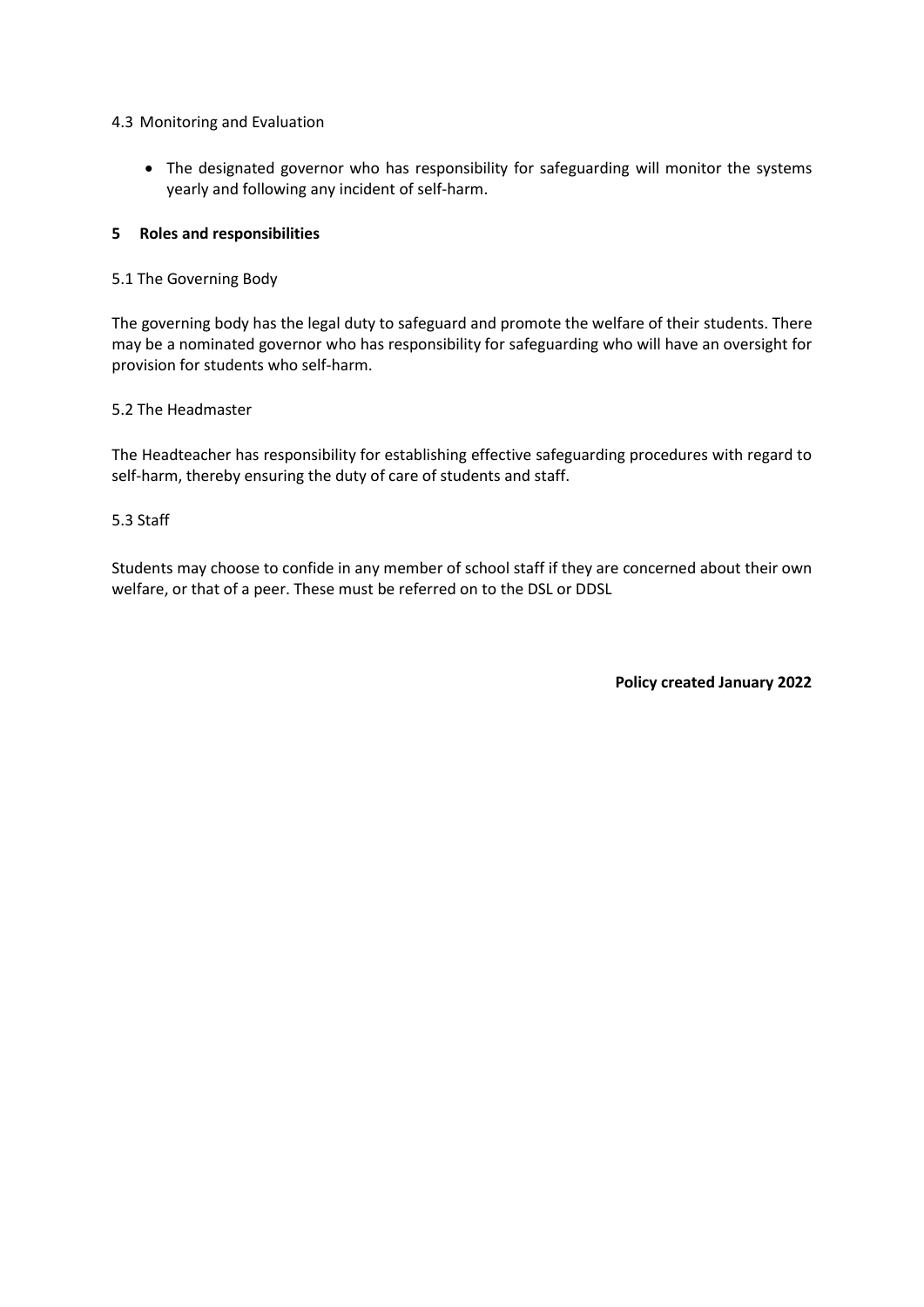4.3 Monitoring and Evaluation

- The designated governor who has responsibility for safeguarding will monitor the systems yearly and following any incident of self-harm.

## 5 Roles and responsibilities

5.1 The Governing Body

The governing body has the legal duty to safeguard and promote the welfare of their students. There may be a nominated governor who has responsibility for safeguarding who will have an oversight for provision for students who self-harm.

5.2 The Headmaster

The Headteacher has responsibility for establishing effective safeguarding procedures with regard to self-harm, thereby ensuring the duty of care of students and staff.

5.3 Staff

Students may choose to confide in any member of school staff if they are concerned about their own welfare, or that of a peer. These must be referred on to the DSL or DDSL

**Policy created January 2022**